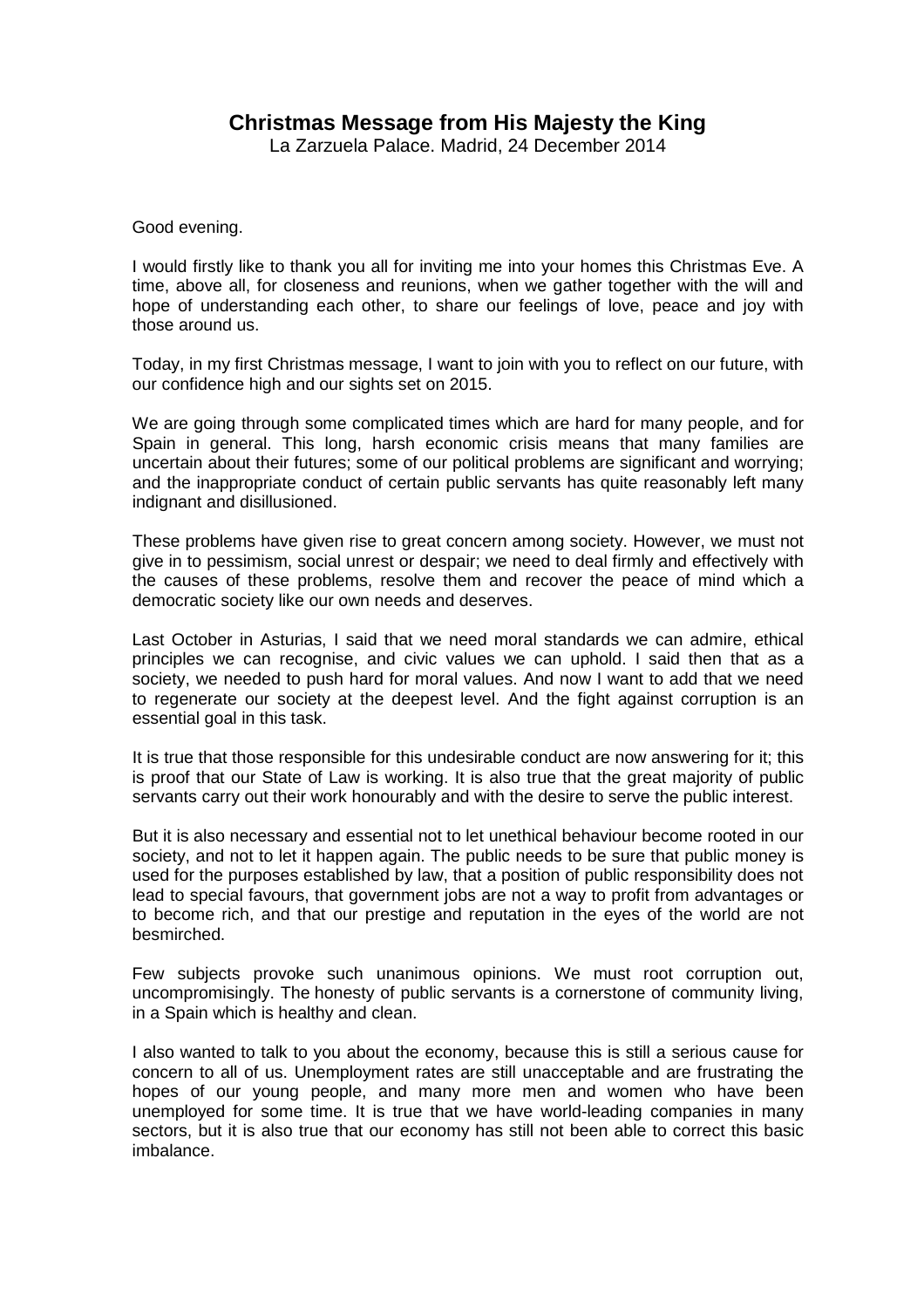# Christmas Message from His Majesty the King

La Zarzuela Palace. Madrid, 24 December 2014

Good evening.

I would firstly like to thank you all for inviting me into your homes this Christmas Eve. A time, above all, for closeness and reunions, when we gather together with the will and hope of understanding each other, to share our feelings of love, peace and joy with those around us.

Today, in my first Christmas message, I want to join with you to reflect on our future, with our confidence high and our sights set on 2015.

We are going through some complicated times which are hard for many people, and for Spain in general. This long, harsh economic crisis means that many families are uncertain about their futures; some of our political problems are significant and worrying; and the inappropriate conduct of certain public servants has quite reasonably left many indignant and disillusioned.

These problems have given rise to great concern among society. However, we must not give in to pessimism, social unrest or despair; we need to deal firmly and effectively with the causes of these problems, resolve them and recover the peace of mind which a democratic society like our own needs and deserves.

Last October in Asturias, I said that we need moral standards we can admire, ethical principles we can recognise, and civic values we can uphold. I said then that as a society, we needed to push hard for moral values. And now I want to add that we need to regenerate our society at the deepest level. And the fight against corruption is an essential goal in this task.

It is true that those responsible for this undesirable conduct are now answering for it; this is proof that our State of Law is working. It is also true that the great majority of public servants carry out their work honourably and with the desire to serve the public interest.

But it is also necessary and essential not to let unethical behaviour become rooted in our society, and not to let it happen again. The public needs to be sure that public money is used for the purposes established by law, that a position of public responsibility does not lead to special favours, that government jobs are not a way to profit from advantages or to become rich, and that our prestige and reputation in the eyes of the world are not besmirched.

Few subjects provoke such unanimous opinions. We must root corruption out, uncompromisingly. The honesty of public servants is a cornerstone of community living, in a Spain which is healthy and clean.

I also wanted to talk to you about the economy, because this is still a serious cause for concern to all of us. Unemployment rates are still unacceptable and are frustrating the hopes of our young people, and many more men and women who have been unemployed for some time. It is true that we have world-leading companies in many sectors, but it is also true that our economy has still not been able to correct this basic imbalance.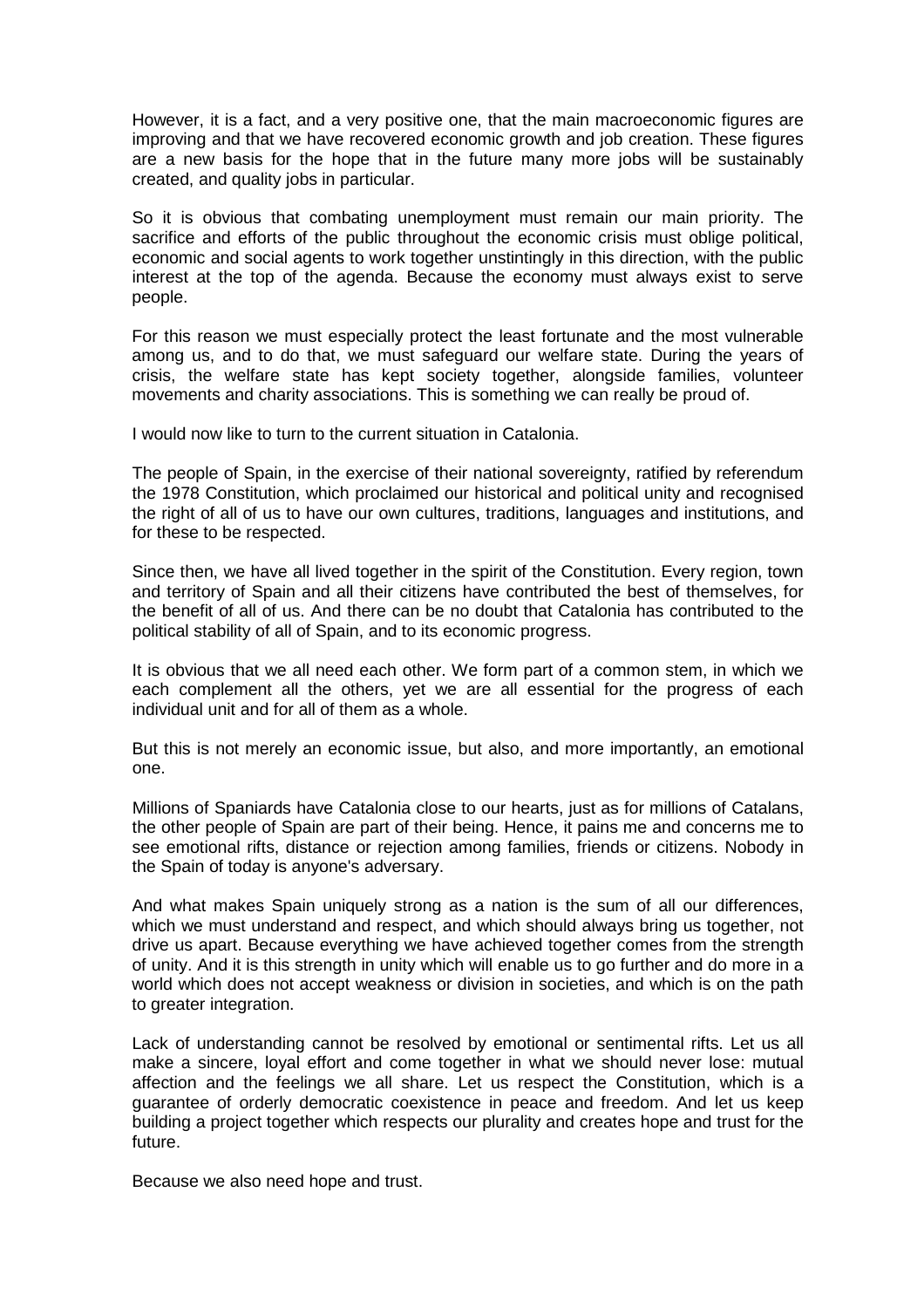However, it is a fact, and a very positive one, that the main macroeconomic figures are improving and that we have recovered economic growth and job creation. These figures are a new basis for the hope that in the future many more jobs will be sustainably created, and quality jobs in particular.

So it is obvious that combating unemployment must remain our main priority. The sacrifice and efforts of the public throughout the economic crisis must oblige political, economic and social agents to work together unstintingly in this direction, with the public interest at the top of the agenda. Because the economy must always exist to serve people.

For this reason we must especially protect the least fortunate and the most vulnerable among us, and to do that, we must safeguard our welfare state. During the years of crisis, the welfare state has kept society together, alongside families, volunteer movements and charity associations. This is something we can really be proud of.

I would now like to turn to the current situation in Catalonia.

The people of Spain, in the exercise of their national sovereignty, ratified by referendum the 1978 Constitution, which proclaimed our historical and political unity and recognised the right of all of us to have our own cultures, traditions, languages and institutions, and for these to be respected.

Since then, we have all lived together in the spirit of the Constitution. Every region, town and territory of Spain and all their citizens have contributed the best of themselves, for the benefit of all of us. And there can be no doubt that Catalonia has contributed to the political stability of all of Spain, and to its economic progress.

It is obvious that we all need each other. We form part of a common stem, in which we each complement all the others, yet we are all essential for the progress of each individual unit and for all of them as a whole.

But this is not merely an economic issue, but also, and more importantly, an emotional one.

Millions of Spaniards have Catalonia close to our hearts, just as for millions of Catalans, the other people of Spain are part of their being. Hence, it pains me and concerns me to see emotional rifts, distance or rejection among families, friends or citizens. Nobody in the Spain of today is anyone's adversary.

And what makes Spain uniquely strong as a nation is the sum of all our differences, which we must understand and respect, and which should always bring us together, not drive us apart. Because everything we have achieved together comes from the strength of unity. And it is this strength in unity which will enable us to go further and do more in a world which does not accept weakness or division in societies, and which is on the path to greater integration.

Lack of understanding cannot be resolved by emotional or sentimental rifts. Let us all make a sincere, loyal effort and come together in what we should never lose: mutual affection and the feelings we all share. Let us respect the Constitution, which is a guarantee of orderly democratic coexistence in peace and freedom. And let us keep building a project together which respects our plurality and creates hope and trust for the future.

Because we also need hope and trust.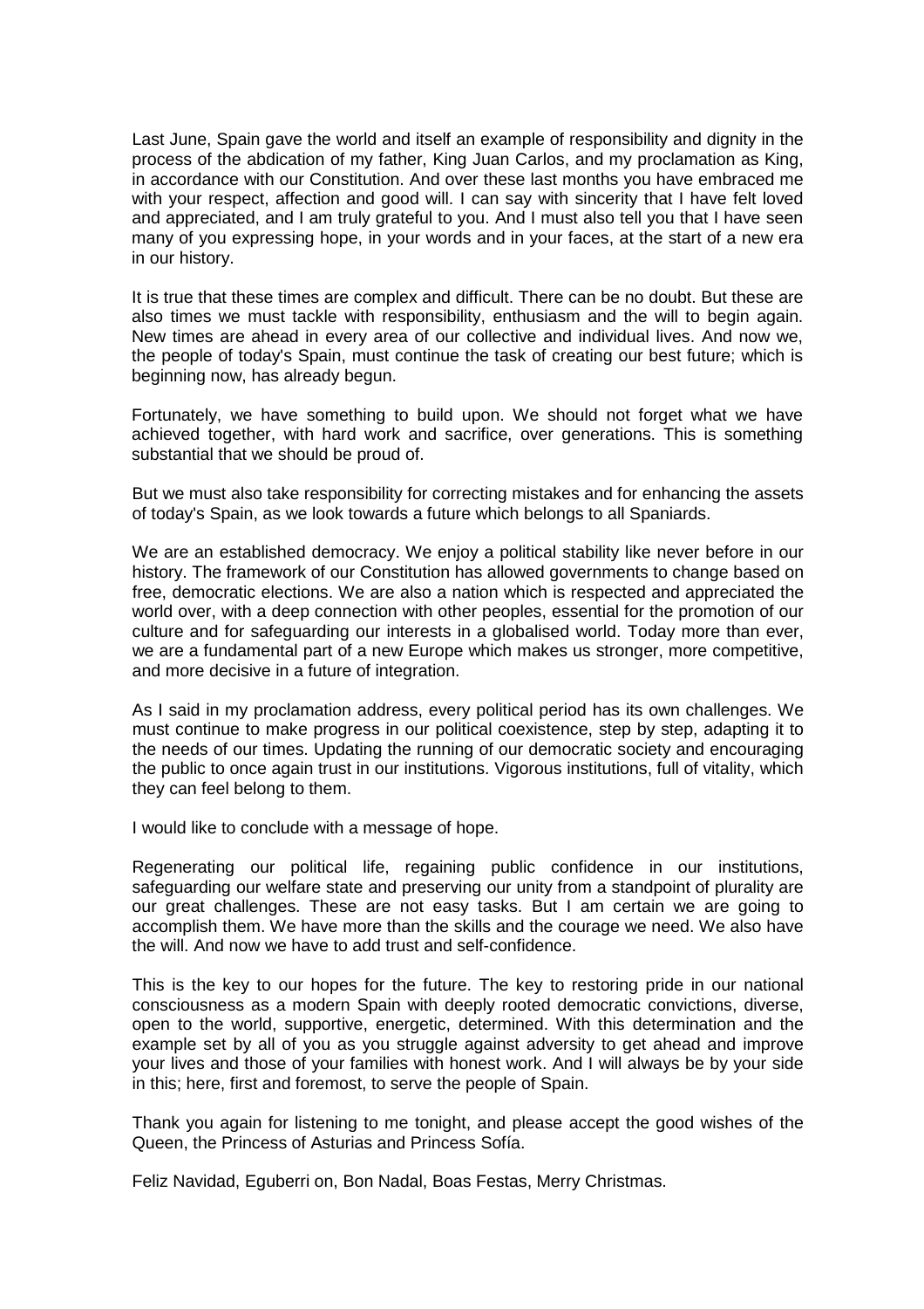Last June, Spain gave the world and itself an example of responsibility and dignity in the process of the abdication of my father, King Juan Carlos, and my proclamation as King, in accordance with our Constitution. And over these last months you have embraced me with your respect, affection and good will. I can say with sincerity that I have felt loved and appreciated, and I am truly grateful to you. And I must also tell you that I have seen many of you expressing hope, in your words and in your faces, at the start of a new era in our history.

It is true that these times are complex and difficult. There can be no doubt. But these are also times we must tackle with responsibility, enthusiasm and the will to begin again. New times are ahead in every area of our collective and individual lives. And now we, the people of today's Spain, must continue the task of creating our best future; which is beginning now, has already begun.

Fortunately, we have something to build upon. We should not forget what we have achieved together, with hard work and sacrifice, over generations. This is something substantial that we should be proud of.

But we must also take responsibility for correcting mistakes and for enhancing the assets of today's Spain, as we look towards a future which belongs to all Spaniards.

We are an established democracy. We enjoy a political stability like never before in our history. The framework of our Constitution has allowed governments to change based on free, democratic elections. We are also a nation which is respected and appreciated the world over, with a deep connection with other peoples, essential for the promotion of our culture and for safeguarding our interests in a globalised world. Today more than ever, we are a fundamental part of a new Europe which makes us stronger, more competitive, and more decisive in a future of integration.

As I said in my proclamation address, every political period has its own challenges. We must continue to make progress in our political coexistence, step by step, adapting it to the needs of our times. Updating the running of our democratic society and encouraging the public to once again trust in our institutions. Vigorous institutions, full of vitality, which they can feel belong to them.

I would like to conclude with a message of hope.

Regenerating our political life, regaining public confidence in our institutions, safeguarding our welfare state and preserving our unity from a standpoint of plurality are our great challenges. These are not easy tasks. But I am certain we are going to accomplish them. We have more than the skills and the courage we need. We also have the will. And now we have to add trust and self-confidence.

This is the key to our hopes for the future. The key to restoring pride in our national consciousness as a modern Spain with deeply rooted democratic convictions, diverse, open to the world, supportive, energetic, determined. With this determination and the example set by all of you as you struggle against adversity to get ahead and improve your lives and those of your families with honest work. And I will always be by your side in this; here, first and foremost, to serve the people of Spain.

Thank you again for listening to me tonight, and please accept the good wishes of the Queen, the Princess of Asturias and Princess Sofía.

Feliz Navidad, Eguberri on, Bon Nadal, Boas Festas, Merry Christmas.